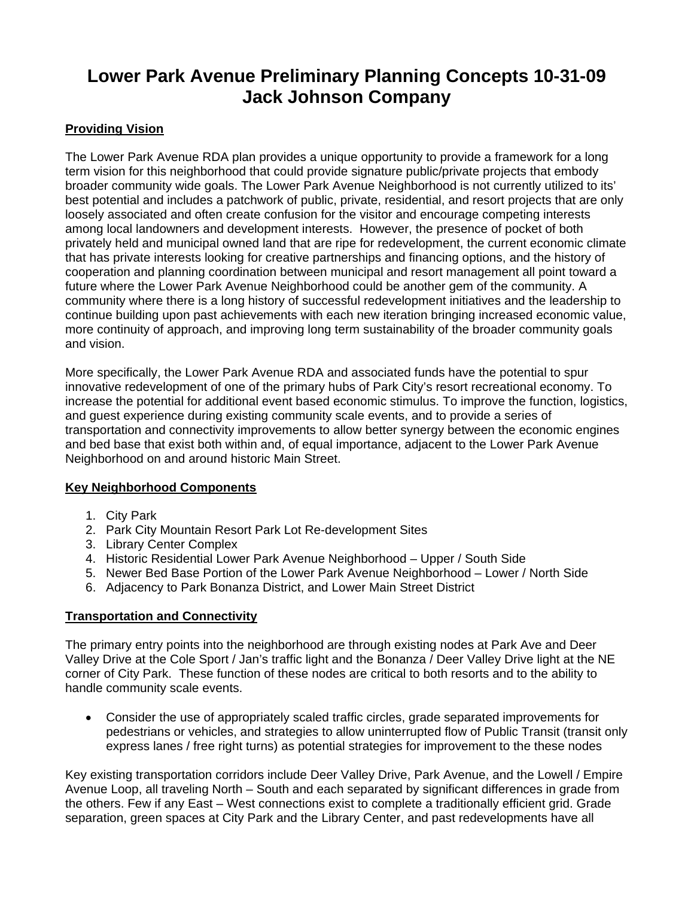# Lower Park Avenue Preliminary Planning Concepts 10-31-09
# Jack Johnson Company

## Providing Vision

The Lower Park Avenue RDA plan provides a unique opportunity to provide a framework for a long term vision for this neighborhood that could provide signature public/private projects that embody broader community wide goals. The Lower Park Avenue Neighborhood is not currently utilized to its' best potential and includes a patchwork of public, private, residential, and resort projects that are only loosely associated and often create confusion for the visitor and encourage competing interests among local landowners and development interests. However, the presence of pocket of both privately held and municipal owned land that are ripe for redevelopment, the current economic climate that has private interests looking for creative partnerships and financing options, and the history of cooperation and planning coordination between municipal and resort management all point toward a future where the Lower Park Avenue Neighborhood could be another gem of the community. A community where there is a long history of successful redevelopment initiatives and the leadership to continue building upon past achievements with each new iteration bringing increased economic value, more continuity of approach, and improving long term sustainability of the broader community goals and vision.

More specifically, the Lower Park Avenue RDA and associated funds have the potential to spur innovative redevelopment of one of the primary hubs of Park City's resort recreational economy. To increase the potential for additional event based economic stimulus. To improve the function, logistics, and guest experience during existing community scale events, and to provide a series of transportation and connectivity improvements to allow better synergy between the economic engines and bed base that exist both within and, of equal importance, adjacent to the Lower Park Avenue Neighborhood on and around historic Main Street.

## Key Neighborhood Components

1. City Park
2. Park City Mountain Resort Park Lot Re-development Sites
3. Library Center Complex
4. Historic Residential Lower Park Avenue Neighborhood – Upper / South Side
5. Newer Bed Base Portion of the Lower Park Avenue Neighborhood – Lower / North Side
6. Adjacency to Park Bonanza District, and Lower Main Street District

## Transportation and Connectivity

The primary entry points into the neighborhood are through existing nodes at Park Ave and Deer Valley Drive at the Cole Sport / Jan's traffic light and the Bonanza / Deer Valley Drive light at the NE corner of City Park. These function of these nodes are critical to both resorts and to the ability to handle community scale events.

- Consider the use of appropriately scaled traffic circles, grade separated improvements for pedestrians or vehicles, and strategies to allow uninterrupted flow of Public Transit (transit only express lanes / free right turns) as potential strategies for improvement to the these nodes

Key existing transportation corridors include Deer Valley Drive, Park Avenue, and the Lowell / Empire Avenue Loop, all traveling North – South and each separated by significant differences in grade from the others. Few if any East – West connections exist to complete a traditionally efficient grid. Grade separation, green spaces at City Park and the Library Center, and past redevelopments have all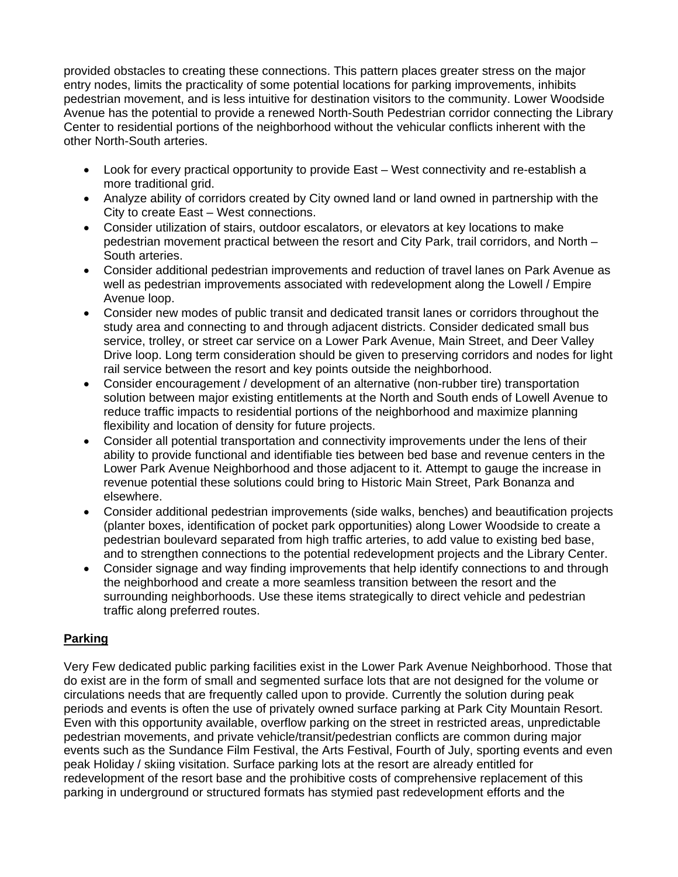provided obstacles to creating these connections. This pattern places greater stress on the major entry nodes, limits the practicality of some potential locations for parking improvements, inhibits pedestrian movement, and is less intuitive for destination visitors to the community. Lower Woodside Avenue has the potential to provide a renewed North-South Pedestrian corridor connecting the Library Center to residential portions of the neighborhood without the vehicular conflicts inherent with the other North-South arteries.

- Look for every practical opportunity to provide East – West connectivity and re-establish a more traditional grid.
- Analyze ability of corridors created by City owned land or land owned in partnership with the City to create East – West connections.
- Consider utilization of stairs, outdoor escalators, or elevators at key locations to make pedestrian movement practical between the resort and City Park, trail corridors, and North – South arteries.
- Consider additional pedestrian improvements and reduction of travel lanes on Park Avenue as well as pedestrian improvements associated with redevelopment along the Lowell / Empire Avenue loop.
- Consider new modes of public transit and dedicated transit lanes or corridors throughout the study area and connecting to and through adjacent districts. Consider dedicated small bus service, trolley, or street car service on a Lower Park Avenue, Main Street, and Deer Valley Drive loop. Long term consideration should be given to preserving corridors and nodes for light rail service between the resort and key points outside the neighborhood.
- Consider encouragement / development of an alternative (non-rubber tire) transportation solution between major existing entitlements at the North and South ends of Lowell Avenue to reduce traffic impacts to residential portions of the neighborhood and maximize planning flexibility and location of density for future projects.
- Consider all potential transportation and connectivity improvements under the lens of their ability to provide functional and identifiable ties between bed base and revenue centers in the Lower Park Avenue Neighborhood and those adjacent to it. Attempt to gauge the increase in revenue potential these solutions could bring to Historic Main Street, Park Bonanza and elsewhere.
- Consider additional pedestrian improvements (side walks, benches) and beautification projects (planter boxes, identification of pocket park opportunities) along Lower Woodside to create a pedestrian boulevard separated from high traffic arteries, to add value to existing bed base, and to strengthen connections to the potential redevelopment projects and the Library Center.
- Consider signage and way finding improvements that help identify connections to and through the neighborhood and create a more seamless transition between the resort and the surrounding neighborhoods. Use these items strategically to direct vehicle and pedestrian traffic along preferred routes.

## Parking

Very Few dedicated public parking facilities exist in the Lower Park Avenue Neighborhood. Those that do exist are in the form of small and segmented surface lots that are not designed for the volume or circulations needs that are frequently called upon to provide. Currently the solution during peak periods and events is often the use of privately owned surface parking at Park City Mountain Resort. Even with this opportunity available, overflow parking on the street in restricted areas, unpredictable pedestrian movements, and private vehicle/transit/pedestrian conflicts are common during major events such as the Sundance Film Festival, the Arts Festival, Fourth of July, sporting events and even peak Holiday / skiing visitation. Surface parking lots at the resort are already entitled for redevelopment of the resort base and the prohibitive costs of comprehensive replacement of this parking in underground or structured formats has stymied past redevelopment efforts and the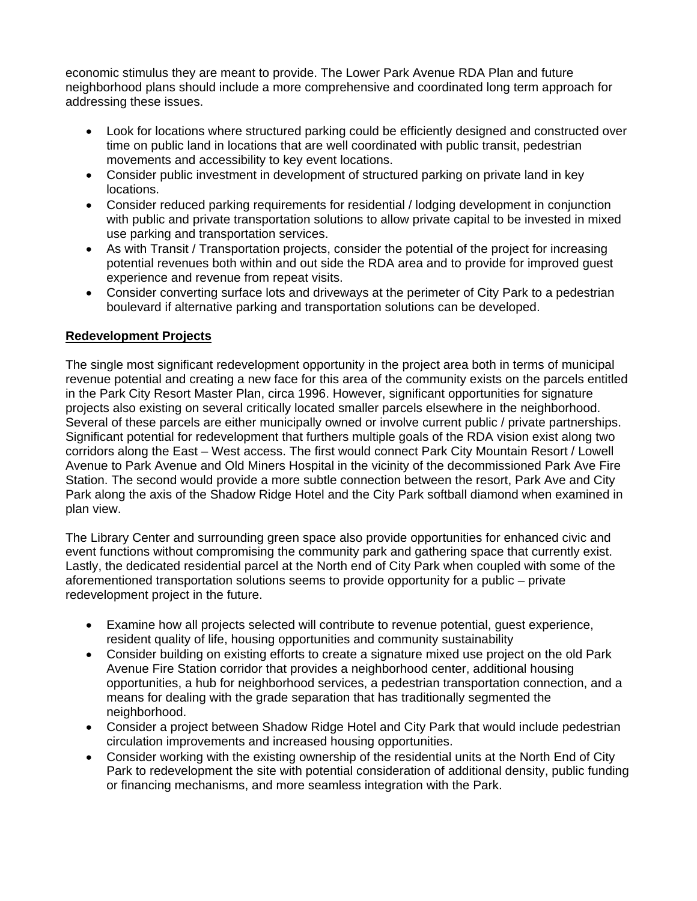economic stimulus they are meant to provide. The Lower Park Avenue RDA Plan and future neighborhood plans should include a more comprehensive and coordinated long term approach for addressing these issues.

- Look for locations where structured parking could be efficiently designed and constructed over time on public land in locations that are well coordinated with public transit, pedestrian movements and accessibility to key event locations.
- Consider public investment in development of structured parking on private land in key locations.
- Consider reduced parking requirements for residential / lodging development in conjunction with public and private transportation solutions to allow private capital to be invested in mixed use parking and transportation services.
- As with Transit / Transportation projects, consider the potential of the project for increasing potential revenues both within and out side the RDA area and to provide for improved guest experience and revenue from repeat visits.
- Consider converting surface lots and driveways at the perimeter of City Park to a pedestrian boulevard if alternative parking and transportation solutions can be developed.

## Redevelopment Projects

The single most significant redevelopment opportunity in the project area both in terms of municipal revenue potential and creating a new face for this area of the community exists on the parcels entitled in the Park City Resort Master Plan, circa 1996. However, significant opportunities for signature projects also existing on several critically located smaller parcels elsewhere in the neighborhood. Several of these parcels are either municipally owned or involve current public / private partnerships. Significant potential for redevelopment that furthers multiple goals of the RDA vision exist along two corridors along the East – West access. The first would connect Park City Mountain Resort / Lowell Avenue to Park Avenue and Old Miners Hospital in the vicinity of the decommissioned Park Ave Fire Station. The second would provide a more subtle connection between the resort, Park Ave and City Park along the axis of the Shadow Ridge Hotel and the City Park softball diamond when examined in plan view.

The Library Center and surrounding green space also provide opportunities for enhanced civic and event functions without compromising the community park and gathering space that currently exist. Lastly, the dedicated residential parcel at the North end of City Park when coupled with some of the aforementioned transportation solutions seems to provide opportunity for a public – private redevelopment project in the future.

- Examine how all projects selected will contribute to revenue potential, guest experience, resident quality of life, housing opportunities and community sustainability
- Consider building on existing efforts to create a signature mixed use project on the old Park Avenue Fire Station corridor that provides a neighborhood center, additional housing opportunities, a hub for neighborhood services, a pedestrian transportation connection, and a means for dealing with the grade separation that has traditionally segmented the neighborhood.
- Consider a project between Shadow Ridge Hotel and City Park that would include pedestrian circulation improvements and increased housing opportunities.
- Consider working with the existing ownership of the residential units at the North End of City Park to redevelopment the site with potential consideration of additional density, public funding or financing mechanisms, and more seamless integration with the Park.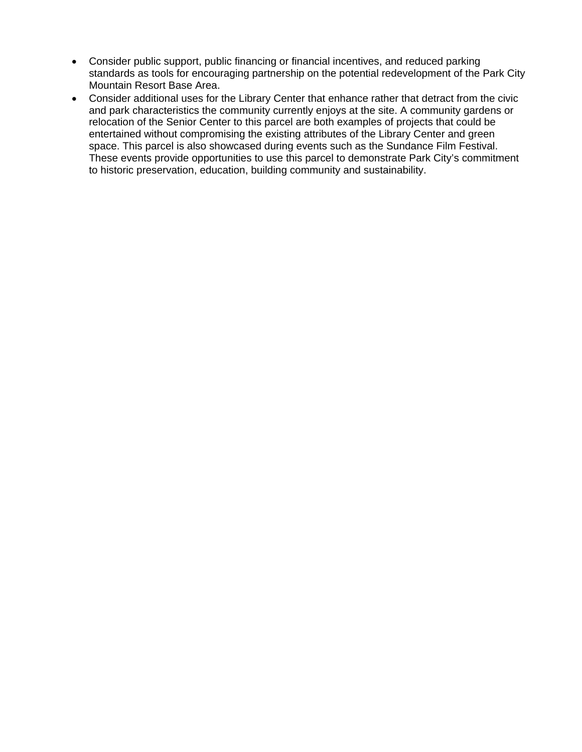- Consider public support, public financing or financial incentives, and reduced parking standards as tools for encouraging partnership on the potential redevelopment of the Park City Mountain Resort Base Area.
- Consider additional uses for the Library Center that enhance rather that detract from the civic and park characteristics the community currently enjoys at the site. A community gardens or relocation of the Senior Center to this parcel are both examples of projects that could be entertained without compromising the existing attributes of the Library Center and green space. This parcel is also showcased during events such as the Sundance Film Festival. These events provide opportunities to use this parcel to demonstrate Park City's commitment to historic preservation, education, building community and sustainability.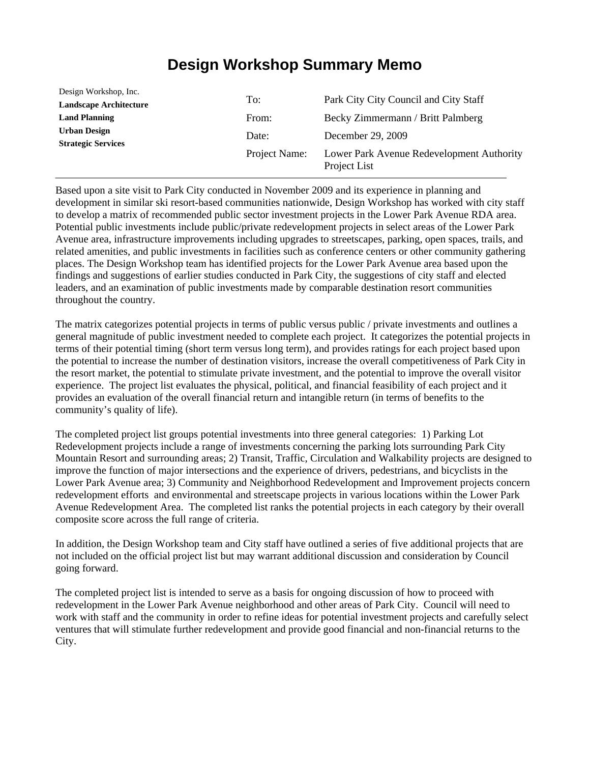# Design Workshop Summary Memo

Design Workshop, Inc.
**Landscape Architecture**
**Land Planning**
**Urban Design**
**Strategic Services**

| | |
|---|---|
| To: | Park City City Council and City Staff |
| From: | Becky Zimmermann / Britt Palmberg |
| Date: | December 29, 2009 |
| Project Name: | Lower Park Avenue Redevelopment Authority Project List |

---

Based upon a site visit to Park City conducted in November 2009 and its experience in planning and development in similar ski resort-based communities nationwide, Design Workshop has worked with city staff to develop a matrix of recommended public sector investment projects in the Lower Park Avenue RDA area. Potential public investments include public/private redevelopment projects in select areas of the Lower Park Avenue area, infrastructure improvements including upgrades to streetscapes, parking, open spaces, trails, and related amenities, and public investments in facilities such as conference centers or other community gathering places. The Design Workshop team has identified projects for the Lower Park Avenue area based upon the findings and suggestions of earlier studies conducted in Park City, the suggestions of city staff and elected leaders, and an examination of public investments made by comparable destination resort communities throughout the country.

The matrix categorizes potential projects in terms of public versus public / private investments and outlines a general magnitude of public investment needed to complete each project. It categorizes the potential projects in terms of their potential timing (short term versus long term), and provides ratings for each project based upon the potential to increase the number of destination visitors, increase the overall competitiveness of Park City in the resort market, the potential to stimulate private investment, and the potential to improve the overall visitor experience. The project list evaluates the physical, political, and financial feasibility of each project and it provides an evaluation of the overall financial return and intangible return (in terms of benefits to the community's quality of life).

The completed project list groups potential investments into three general categories: 1) Parking Lot Redevelopment projects include a range of investments concerning the parking lots surrounding Park City Mountain Resort and surrounding areas; 2) Transit, Traffic, Circulation and Walkability projects are designed to improve the function of major intersections and the experience of drivers, pedestrians, and bicyclists in the Lower Park Avenue area; 3) Community and Neighborhood Redevelopment and Improvement projects concern redevelopment efforts and environmental and streetscape projects in various locations within the Lower Park Avenue Redevelopment Area. The completed list ranks the potential projects in each category by their overall composite score across the full range of criteria.

In addition, the Design Workshop team and City staff have outlined a series of five additional projects that are not included on the official project list but may warrant additional discussion and consideration by Council going forward.

The completed project list is intended to serve as a basis for ongoing discussion of how to proceed with redevelopment in the Lower Park Avenue neighborhood and other areas of Park City. Council will need to work with staff and the community in order to refine ideas for potential investment projects and carefully select ventures that will stimulate further redevelopment and provide good financial and non-financial returns to the City.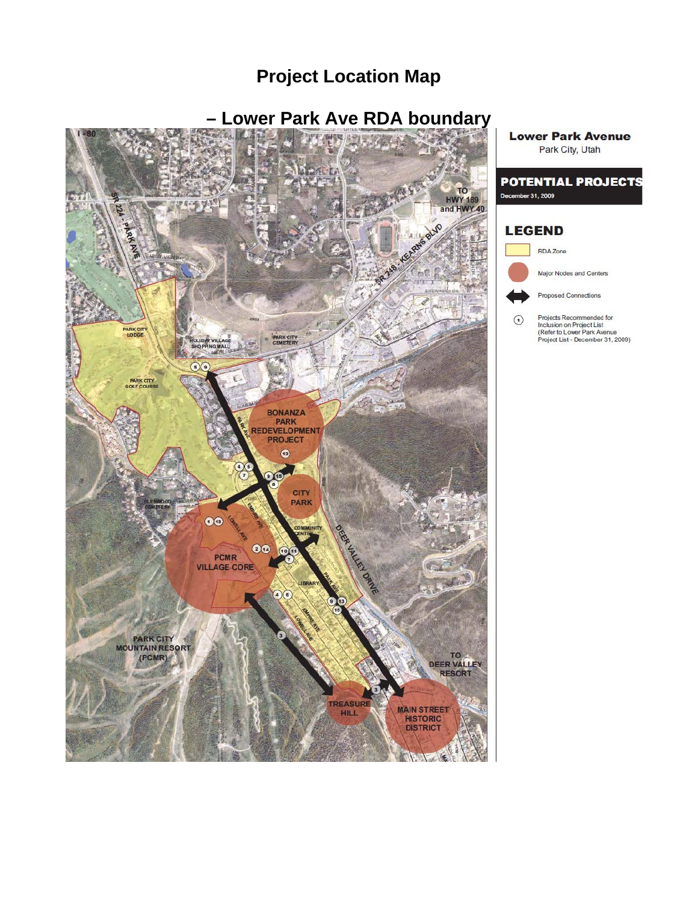# Project Location Map

## – Lower Park Ave RDA boundary

**Lower Park Avenue**
Park City, Utah

**POTENTIAL PROJECTS**
December 31, 2009

**LEGEND**

RDA Zone

Major Nodes and Centers

Proposed Connections

Projects Recommended for Inclusion on Project List (Refer to Lower Park Avenue Project List - December 31, 2009)

I-80
SR 224 - PARK AVE
TO HWY 189 and HWY 40
SR 248 - KEARNS BLVD
PARK CITY LODGE
HOLIDAY VILLAGE SHOPPING MALL
PARK CITY CEMETERY
PARK CITY GOLF COURSE
BONANZA PARK REDEVELOPMENT PROJECT
CITY PARK
GLENWOOD CEMETERY
COMMUNITY CENTER
PCMR VILLAGE CORE
LIBRARY
DEER VALLEY DRIVE
PARK CITY MOUNTAIN RESORT (PCMR)
TO DEER VALLEY RESORT
TREASURE HILL
MAIN STREET HISTORIC DISTRICT
PARK AVE
EMPIRE AVE
LOWELL AVE